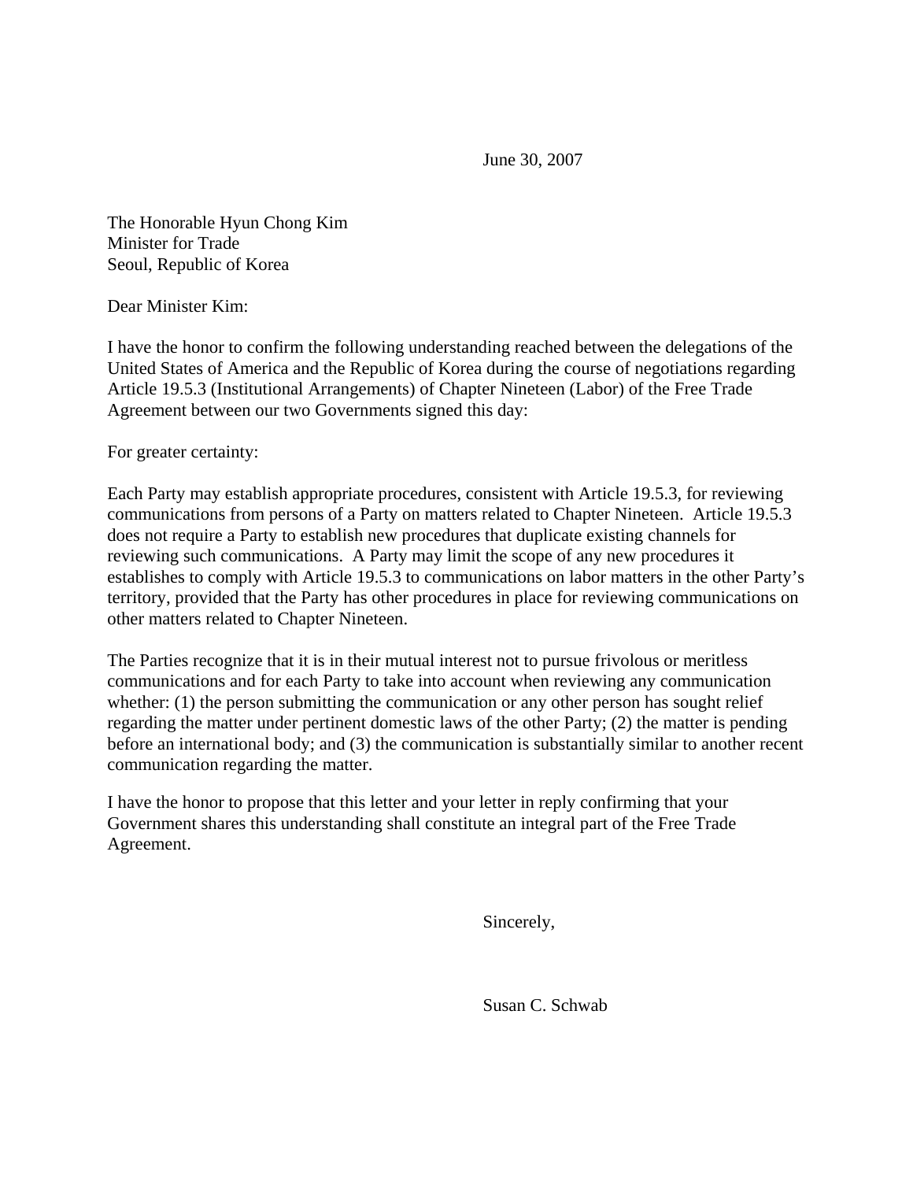June 30, 2007

The Honorable Hyun Chong Kim
Minister for Trade
Seoul, Republic of Korea

Dear Minister Kim:

I have the honor to confirm the following understanding reached between the delegations of the United States of America and the Republic of Korea during the course of negotiations regarding Article 19.5.3 (Institutional Arrangements) of Chapter Nineteen (Labor) of the Free Trade Agreement between our two Governments signed this day:

For greater certainty:

Each Party may establish appropriate procedures, consistent with Article 19.5.3, for reviewing communications from persons of a Party on matters related to Chapter Nineteen. Article 19.5.3 does not require a Party to establish new procedures that duplicate existing channels for reviewing such communications. A Party may limit the scope of any new procedures it establishes to comply with Article 19.5.3 to communications on labor matters in the other Party's territory, provided that the Party has other procedures in place for reviewing communications on other matters related to Chapter Nineteen.

The Parties recognize that it is in their mutual interest not to pursue frivolous or meritless communications and for each Party to take into account when reviewing any communication whether: (1) the person submitting the communication or any other person has sought relief regarding the matter under pertinent domestic laws of the other Party; (2) the matter is pending before an international body; and (3) the communication is substantially similar to another recent communication regarding the matter.

I have the honor to propose that this letter and your letter in reply confirming that your Government shares this understanding shall constitute an integral part of the Free Trade Agreement.

Sincerely,

Susan C. Schwab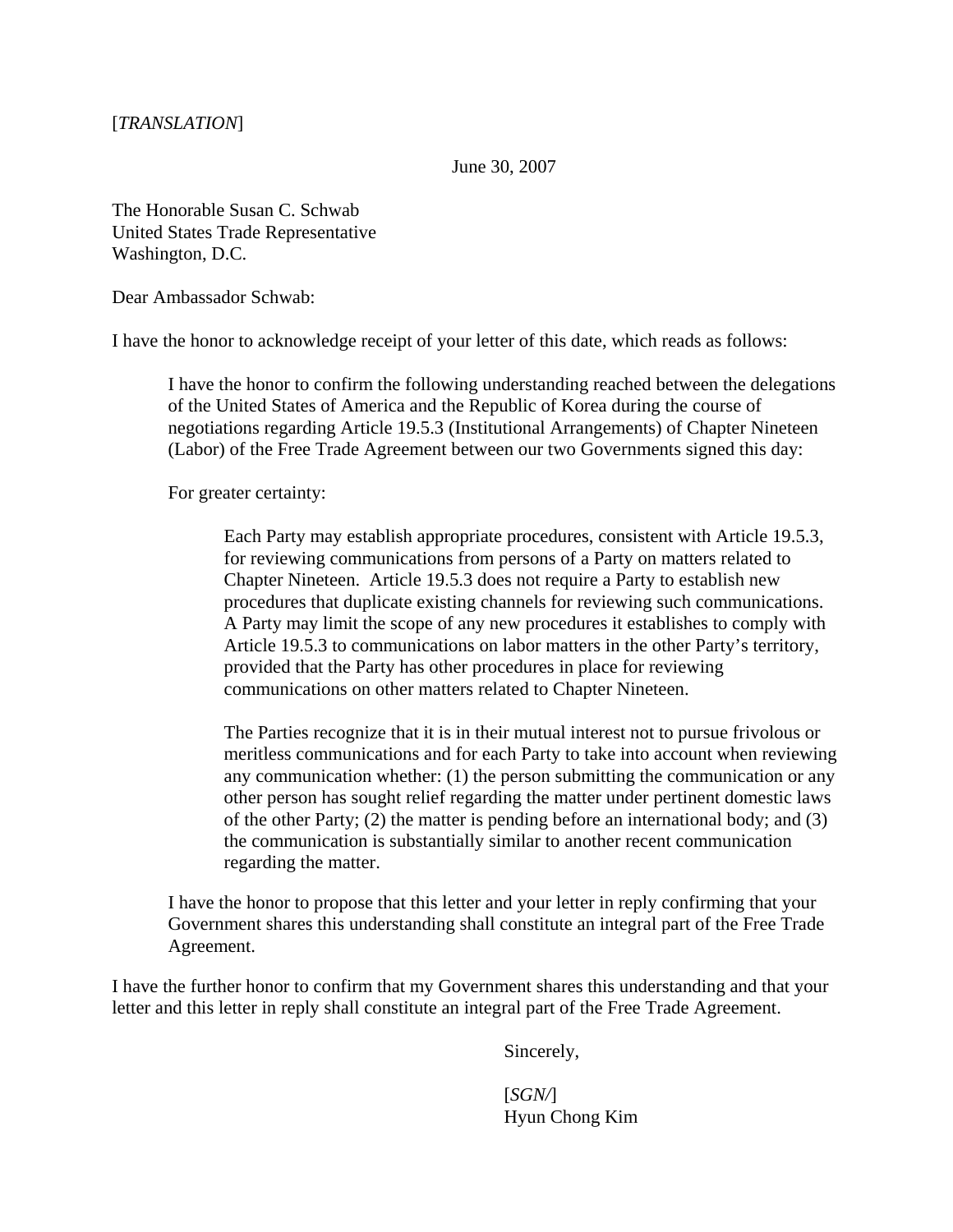[*TRANSLATION*]

June 30, 2007

The Honorable Susan C. Schwab
United States Trade Representative
Washington, D.C.

Dear Ambassador Schwab:

I have the honor to acknowledge receipt of your letter of this date, which reads as follows:

> I have the honor to confirm the following understanding reached between the delegations of the United States of America and the Republic of Korea during the course of negotiations regarding Article 19.5.3 (Institutional Arrangements) of Chapter Nineteen (Labor) of the Free Trade Agreement between our two Governments signed this day:
>
> For greater certainty:
>
> > Each Party may establish appropriate procedures, consistent with Article 19.5.3, for reviewing communications from persons of a Party on matters related to Chapter Nineteen. Article 19.5.3 does not require a Party to establish new procedures that duplicate existing channels for reviewing such communications. A Party may limit the scope of any new procedures it establishes to comply with Article 19.5.3 to communications on labor matters in the other Party's territory, provided that the Party has other procedures in place for reviewing communications on other matters related to Chapter Nineteen.
> >
> > The Parties recognize that it is in their mutual interest not to pursue frivolous or meritless communications and for each Party to take into account when reviewing any communication whether: (1) the person submitting the communication or any other person has sought relief regarding the matter under pertinent domestic laws of the other Party; (2) the matter is pending before an international body; and (3) the communication is substantially similar to another recent communication regarding the matter.
>
> I have the honor to propose that this letter and your letter in reply confirming that your Government shares this understanding shall constitute an integral part of the Free Trade Agreement.

I have the further honor to confirm that my Government shares this understanding and that your letter and this letter in reply shall constitute an integral part of the Free Trade Agreement.

Sincerely,

[*SGN/*]
Hyun Chong Kim